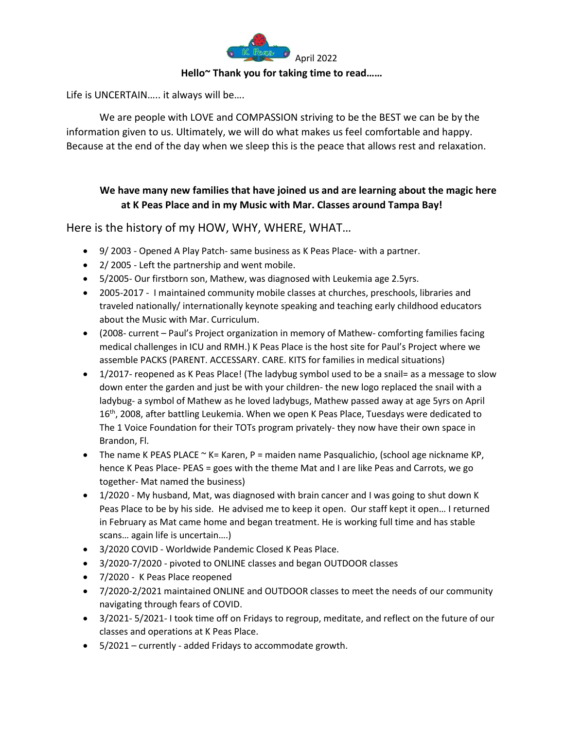April 2022

**Hello~ Thank you for taking time to read……**

Life is UNCERTAIN….. it always will be….

We are people with LOVE and COMPASSION striving to be the BEST we can be by the information given to us. Ultimately, we will do what makes us feel comfortable and happy. Because at the end of the day when we sleep this is the peace that allows rest and relaxation.

**We have many new families that have joined us and are learning about the magic here at K Peas Place and in my Music with Mar. Classes around Tampa Bay!**

Here is the history of my HOW, WHY, WHERE, WHAT…

- 9/ 2003 - Opened A Play Patch- same business as K Peas Place- with a partner.
- 2/ 2005 - Left the partnership and went mobile.
- 5/2005- Our firstborn son, Mathew, was diagnosed with Leukemia age 2.5yrs.
- 2005-2017 - I maintained community mobile classes at churches, preschools, libraries and traveled nationally/ internationally keynote speaking and teaching early childhood educators about the Music with Mar. Curriculum.
- (2008- current – Paul's Project organization in memory of Mathew- comforting families facing medical challenges in ICU and RMH.) K Peas Place is the host site for Paul's Project where we assemble PACKS (PARENT. ACCESSARY. CARE. KITS for families in medical situations)
- 1/2017- reopened as K Peas Place! (The ladybug symbol used to be a snail= as a message to slow down enter the garden and just be with your children- the new logo replaced the snail with a ladybug- a symbol of Mathew as he loved ladybugs, Mathew passed away at age 5yrs on April 16th, 2008, after battling Leukemia. When we open K Peas Place, Tuesdays were dedicated to The 1 Voice Foundation for their TOTs program privately- they now have their own space in Brandon, Fl.
- The name K PEAS PLACE ~ K= Karen, P = maiden name Pasqualichio, (school age nickname KP, hence K Peas Place- PEAS = goes with the theme Mat and I are like Peas and Carrots, we go together- Mat named the business)
- 1/2020 - My husband, Mat, was diagnosed with brain cancer and I was going to shut down K Peas Place to be by his side. He advised me to keep it open. Our staff kept it open… I returned in February as Mat came home and began treatment. He is working full time and has stable scans… again life is uncertain….)
- 3/2020 COVID - Worldwide Pandemic Closed K Peas Place.
- 3/2020-7/2020 - pivoted to ONLINE classes and began OUTDOOR classes
- 7/2020 - K Peas Place reopened
- 7/2020-2/2021 maintained ONLINE and OUTDOOR classes to meet the needs of our community navigating through fears of COVID.
- 3/2021- 5/2021- I took time off on Fridays to regroup, meditate, and reflect on the future of our classes and operations at K Peas Place.
- 5/2021 – currently - added Fridays to accommodate growth.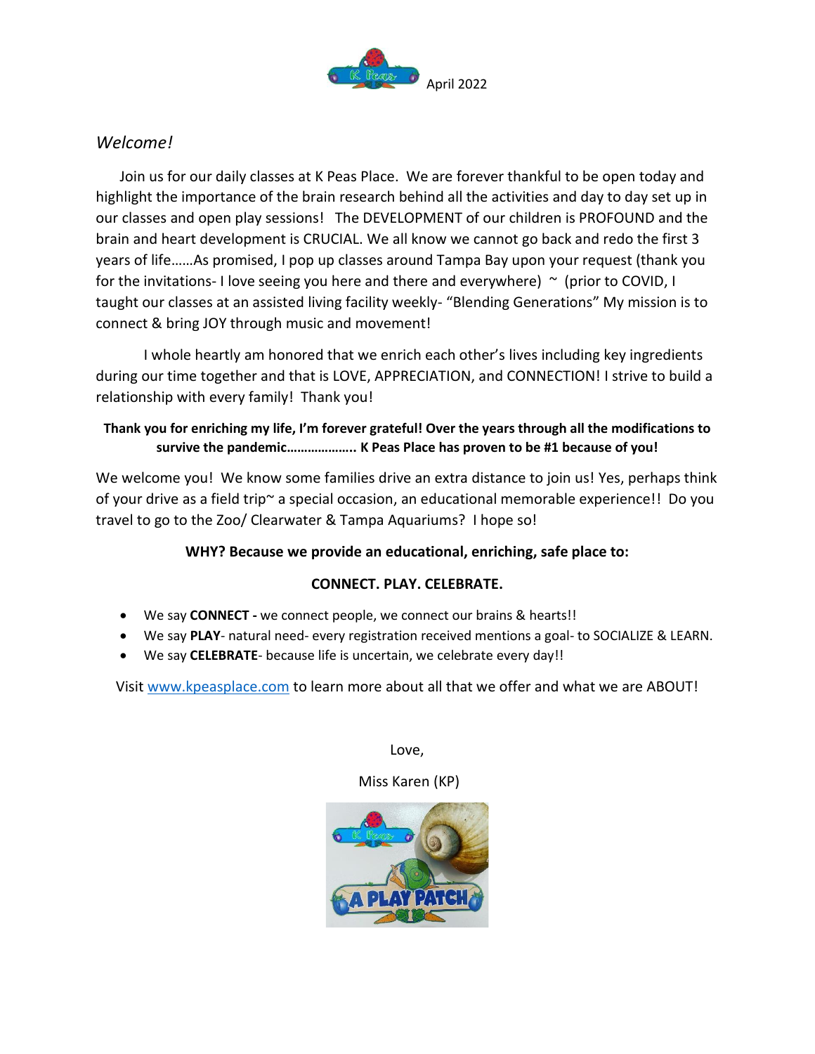April 2022

*Welcome!*

Join us for our daily classes at K Peas Place. We are forever thankful to be open today and highlight the importance of the brain research behind all the activities and day to day set up in our classes and open play sessions! The DEVELOPMENT of our children is PROFOUND and the brain and heart development is CRUCIAL. We all know we cannot go back and redo the first 3 years of life……As promised, I pop up classes around Tampa Bay upon your request (thank you for the invitations- I love seeing you here and there and everywhere) ~ (prior to COVID, I taught our classes at an assisted living facility weekly- "Blending Generations" My mission is to connect & bring JOY through music and movement!

I whole heartly am honored that we enrich each other's lives including key ingredients during our time together and that is LOVE, APPRECIATION, and CONNECTION! I strive to build a relationship with every family! Thank you!

**Thank you for enriching my life, I'm forever grateful! Over the years through all the modifications to survive the pandemic……………….. K Peas Place has proven to be #1 because of you!**

We welcome you! We know some families drive an extra distance to join us! Yes, perhaps think of your drive as a field trip~ a special occasion, an educational memorable experience!! Do you travel to go to the Zoo/ Clearwater & Tampa Aquariums? I hope so!

**WHY? Because we provide an educational, enriching, safe place to:**

**CONNECT. PLAY. CELEBRATE.**

- We say **CONNECT -** we connect people, we connect our brains & hearts!!
- We say **PLAY**- natural need- every registration received mentions a goal- to SOCIALIZE & LEARN.
- We say **CELEBRATE**- because life is uncertain, we celebrate every day!!

Visit www.kpeasplace.com to learn more about all that we offer and what we are ABOUT!

Love,

Miss Karen (KP)